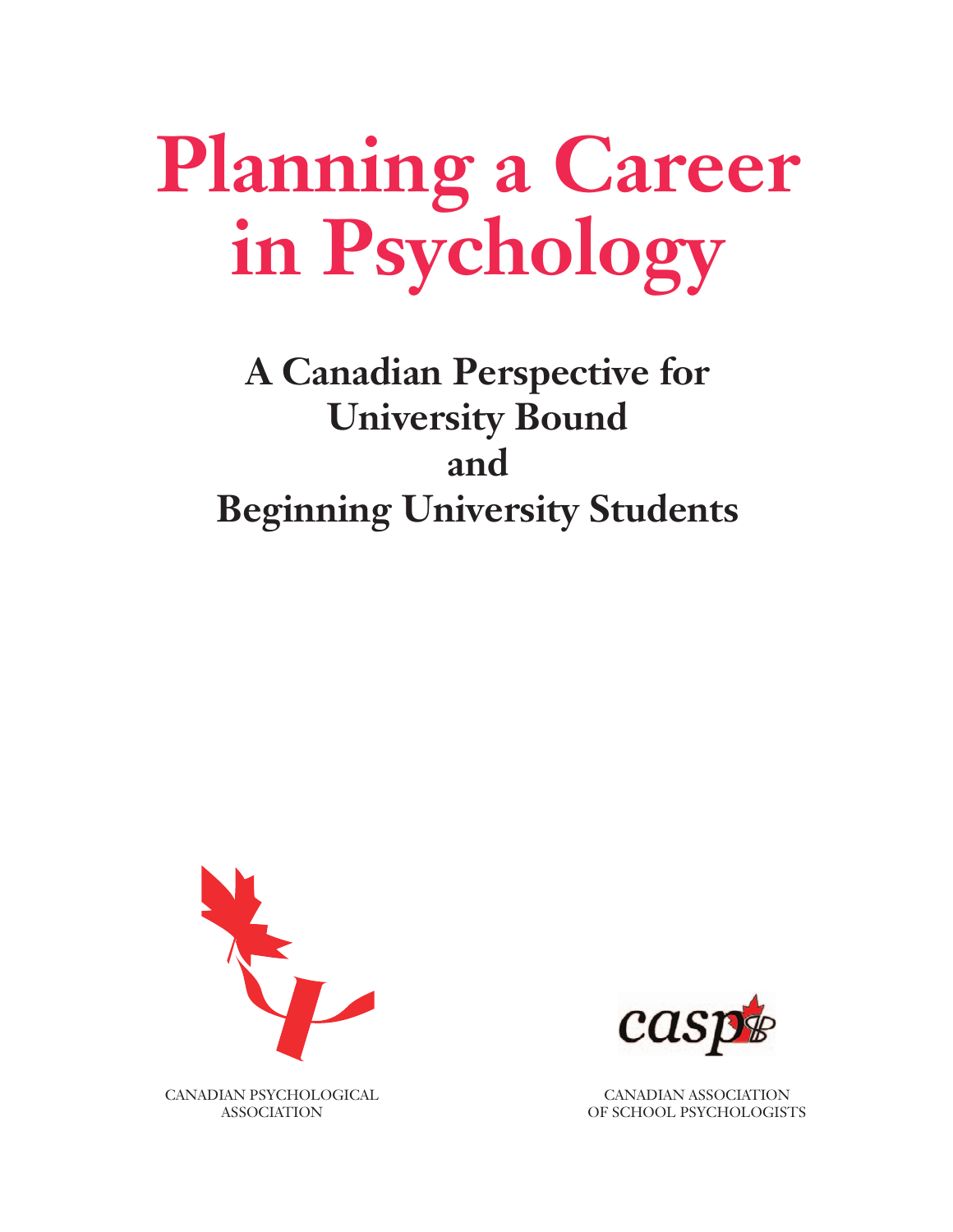# Planning a Career in Psychology

## A Canadian Perspective for University Bound and Beginning University Students

CANADIAN PSYCHOLOGICAL ASSOCIATION

CANADIAN ASSOCIATION OF SCHOOL PSYCHOLOGISTS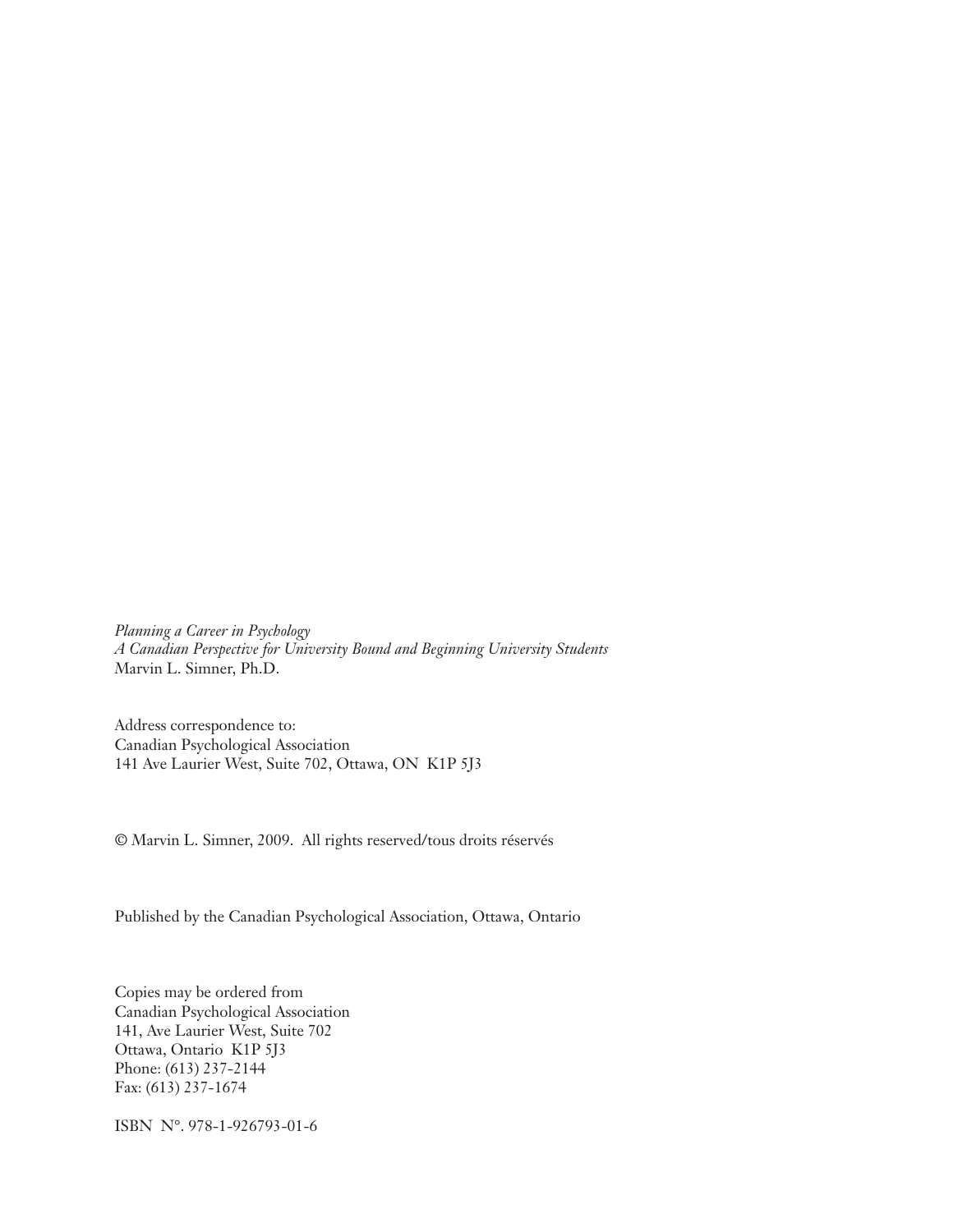*Planning a Career in Psychology*
*A Canadian Perspective for University Bound and Beginning University Students*
Marvin L. Simner, Ph.D.

Address correspondence to:
Canadian Psychological Association
141 Ave Laurier West, Suite 702, Ottawa, ON K1P 5J3

© Marvin L. Simner, 2009. All rights reserved/tous droits réservés

Published by the Canadian Psychological Association, Ottawa, Ontario

Copies may be ordered from
Canadian Psychological Association
141, Ave Laurier West, Suite 702
Ottawa, Ontario K1P 5J3
Phone: (613) 237-2144
Fax: (613) 237-1674

ISBN N°. 978-1-926793-01-6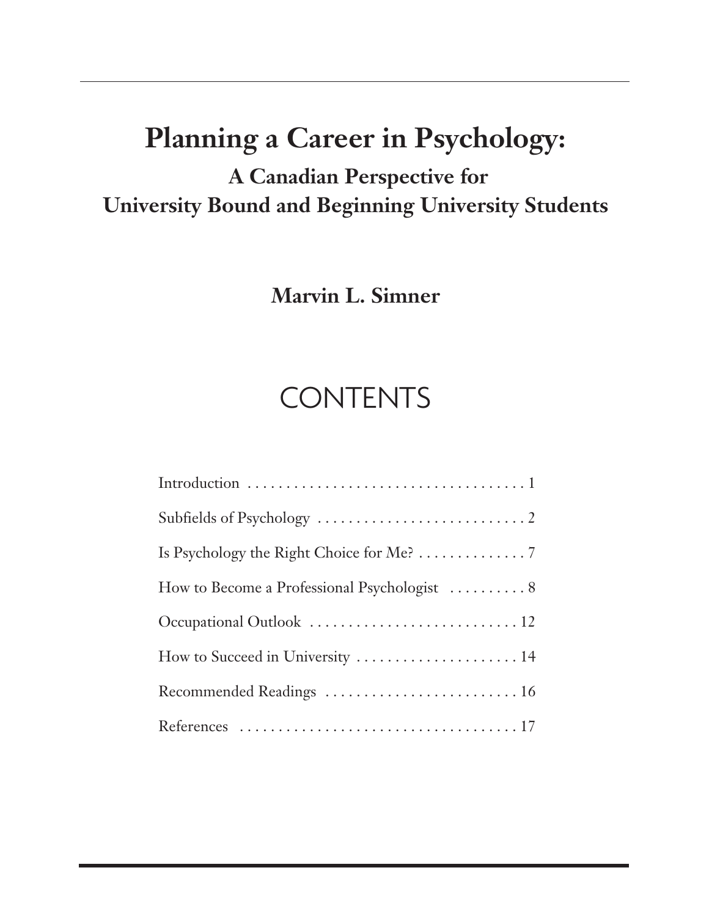# Planning a Career in Psychology:

## A Canadian Perspective for University Bound and Beginning University Students

**Marvin L. Simner**

## CONTENTS

| | |
|---|---|
| Introduction | 1 |
| Subfields of Psychology | 2 |
| Is Psychology the Right Choice for Me? | 7 |
| How to Become a Professional Psychologist | 8 |
| Occupational Outlook | 12 |
| How to Succeed in University | 14 |
| Recommended Readings | 16 |
| References | 17 |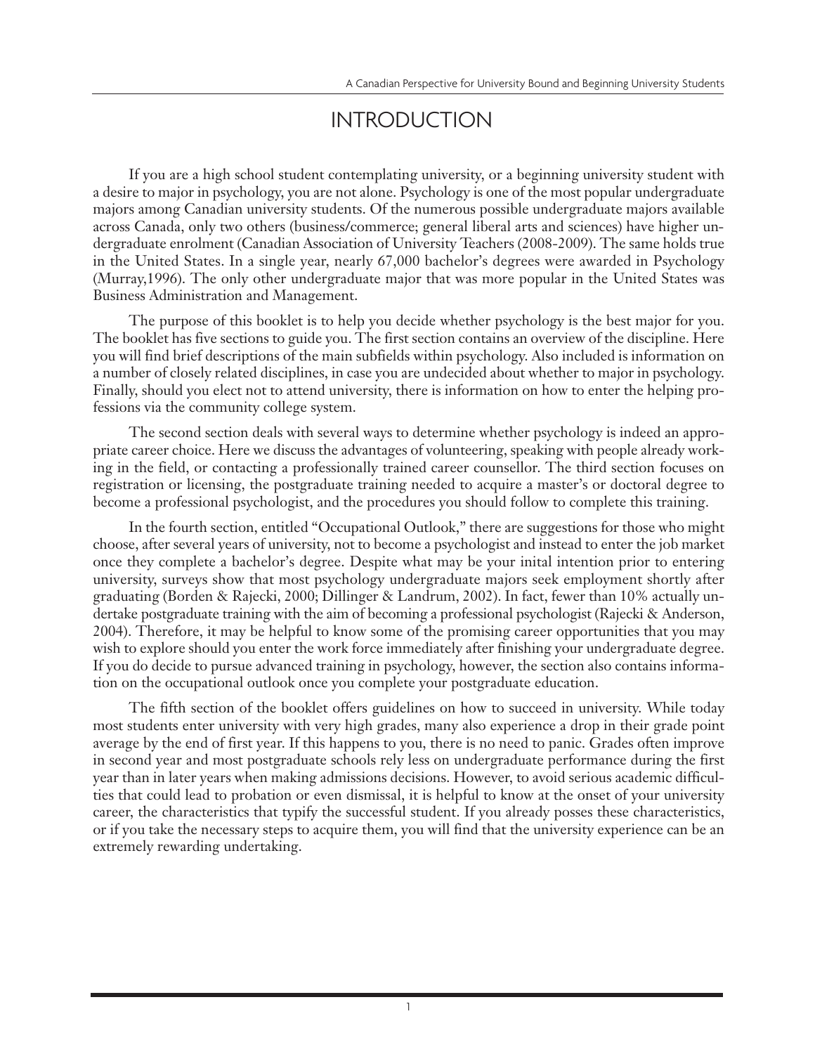# INTRODUCTION

If you are a high school student contemplating university, or a beginning university student with a desire to major in psychology, you are not alone. Psychology is one of the most popular undergraduate majors among Canadian university students. Of the numerous possible undergraduate majors available across Canada, only two others (business/commerce; general liberal arts and sciences) have higher undergraduate enrolment (Canadian Association of University Teachers (2008-2009). The same holds true in the United States. In a single year, nearly 67,000 bachelor's degrees were awarded in Psychology (Murray,1996). The only other undergraduate major that was more popular in the United States was Business Administration and Management.

The purpose of this booklet is to help you decide whether psychology is the best major for you. The booklet has five sections to guide you. The first section contains an overview of the discipline. Here you will find brief descriptions of the main subfields within psychology. Also included is information on a number of closely related disciplines, in case you are undecided about whether to major in psychology. Finally, should you elect not to attend university, there is information on how to enter the helping professions via the community college system.

The second section deals with several ways to determine whether psychology is indeed an appropriate career choice. Here we discuss the advantages of volunteering, speaking with people already working in the field, or contacting a professionally trained career counsellor. The third section focuses on registration or licensing, the postgraduate training needed to acquire a master's or doctoral degree to become a professional psychologist, and the procedures you should follow to complete this training.

In the fourth section, entitled "Occupational Outlook," there are suggestions for those who might choose, after several years of university, not to become a psychologist and instead to enter the job market once they complete a bachelor's degree. Despite what may be your inital intention prior to entering university, surveys show that most psychology undergraduate majors seek employment shortly after graduating (Borden & Rajecki, 2000; Dillinger & Landrum, 2002). In fact, fewer than 10% actually undertake postgraduate training with the aim of becoming a professional psychologist (Rajecki & Anderson, 2004). Therefore, it may be helpful to know some of the promising career opportunities that you may wish to explore should you enter the work force immediately after finishing your undergraduate degree. If you do decide to pursue advanced training in psychology, however, the section also contains information on the occupational outlook once you complete your postgraduate education.

The fifth section of the booklet offers guidelines on how to succeed in university. While today most students enter university with very high grades, many also experience a drop in their grade point average by the end of first year. If this happens to you, there is no need to panic. Grades often improve in second year and most postgraduate schools rely less on undergraduate performance during the first year than in later years when making admissions decisions. However, to avoid serious academic difficulties that could lead to probation or even dismissal, it is helpful to know at the onset of your university career, the characteristics that typify the successful student. If you already posses these characteristics, or if you take the necessary steps to acquire them, you will find that the university experience can be an extremely rewarding undertaking.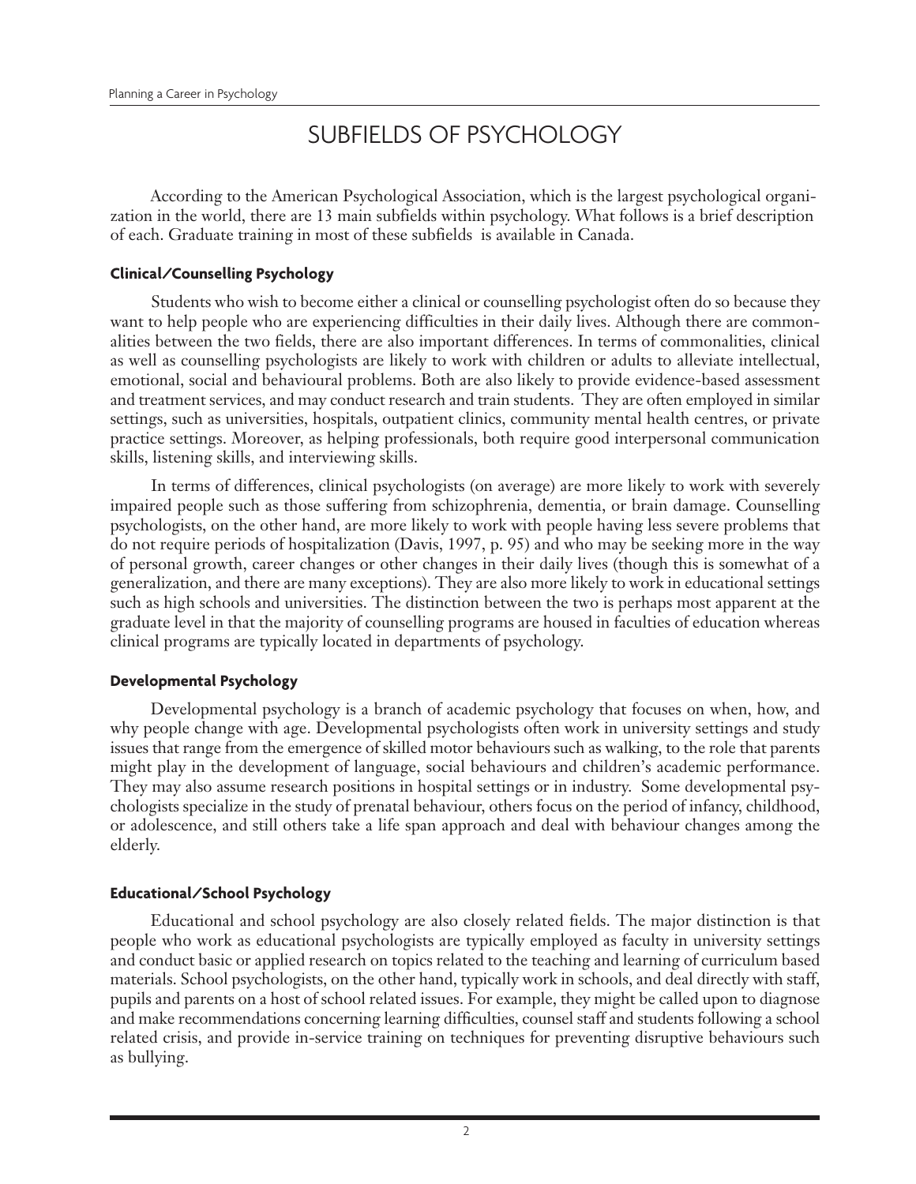# SUBFIELDS OF PSYCHOLOGY

According to the American Psychological Association, which is the largest psychological organization in the world, there are 13 main subfields within psychology. What follows is a brief description of each. Graduate training in most of these subfields is available in Canada.

### Clinical/Counselling Psychology

Students who wish to become either a clinical or counselling psychologist often do so because they want to help people who are experiencing difficulties in their daily lives. Although there are commonalities between the two fields, there are also important differences. In terms of commonalities, clinical as well as counselling psychologists are likely to work with children or adults to alleviate intellectual, emotional, social and behavioural problems. Both are also likely to provide evidence-based assessment and treatment services, and may conduct research and train students. They are often employed in similar settings, such as universities, hospitals, outpatient clinics, community mental health centres, or private practice settings. Moreover, as helping professionals, both require good interpersonal communication skills, listening skills, and interviewing skills.

In terms of differences, clinical psychologists (on average) are more likely to work with severely impaired people such as those suffering from schizophrenia, dementia, or brain damage. Counselling psychologists, on the other hand, are more likely to work with people having less severe problems that do not require periods of hospitalization (Davis, 1997, p. 95) and who may be seeking more in the way of personal growth, career changes or other changes in their daily lives (though this is somewhat of a generalization, and there are many exceptions). They are also more likely to work in educational settings such as high schools and universities. The distinction between the two is perhaps most apparent at the graduate level in that the majority of counselling programs are housed in faculties of education whereas clinical programs are typically located in departments of psychology.

### Developmental Psychology

Developmental psychology is a branch of academic psychology that focuses on when, how, and why people change with age. Developmental psychologists often work in university settings and study issues that range from the emergence of skilled motor behaviours such as walking, to the role that parents might play in the development of language, social behaviours and children's academic performance. They may also assume research positions in hospital settings or in industry. Some developmental psychologists specialize in the study of prenatal behaviour, others focus on the period of infancy, childhood, or adolescence, and still others take a life span approach and deal with behaviour changes among the elderly.

### Educational/School Psychology

Educational and school psychology are also closely related fields. The major distinction is that people who work as educational psychologists are typically employed as faculty in university settings and conduct basic or applied research on topics related to the teaching and learning of curriculum based materials. School psychologists, on the other hand, typically work in schools, and deal directly with staff, pupils and parents on a host of school related issues. For example, they might be called upon to diagnose and make recommendations concerning learning difficulties, counsel staff and students following a school related crisis, and provide in-service training on techniques for preventing disruptive behaviours such as bullying.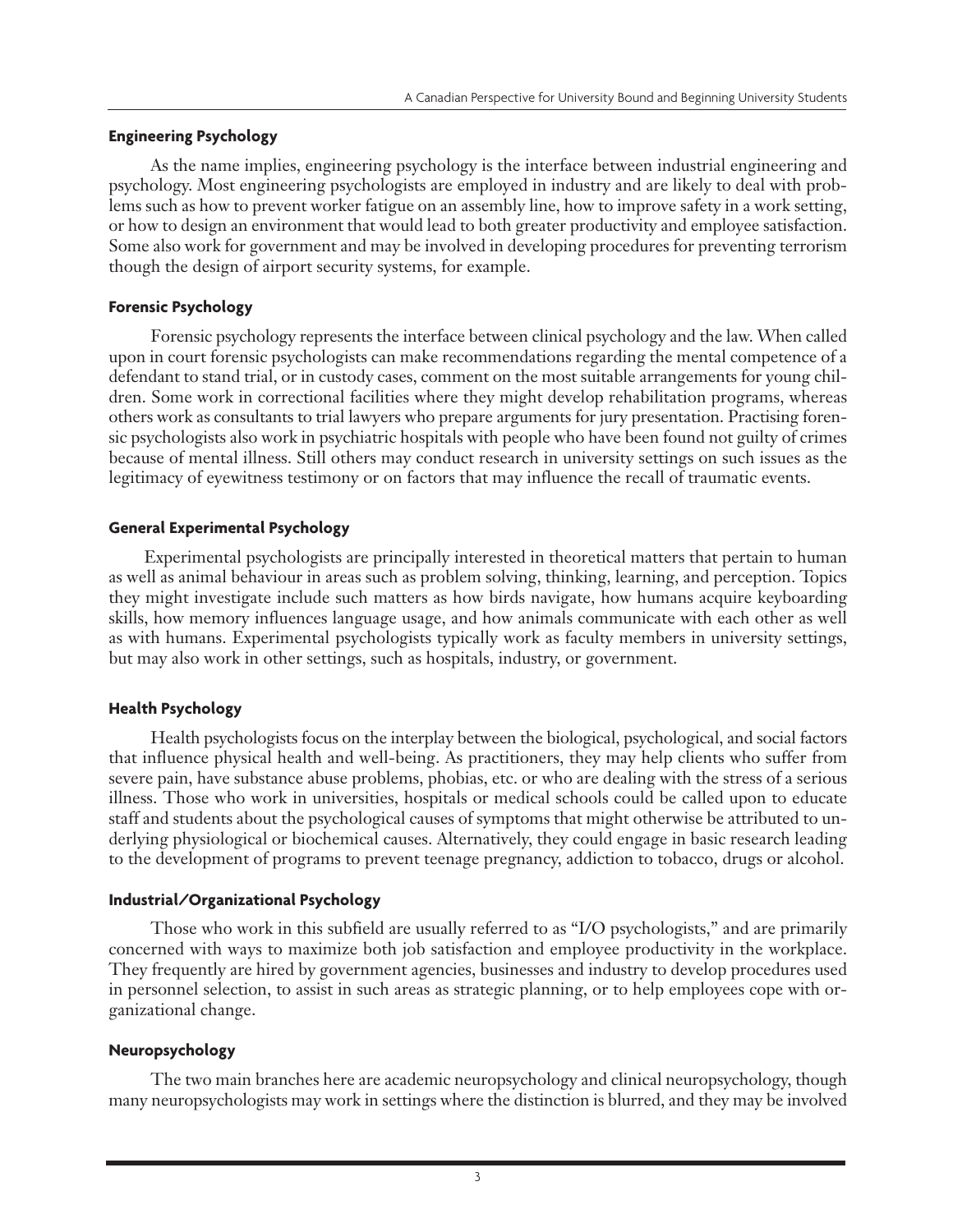### Engineering Psychology

As the name implies, engineering psychology is the interface between industrial engineering and psychology. Most engineering psychologists are employed in industry and are likely to deal with problems such as how to prevent worker fatigue on an assembly line, how to improve safety in a work setting, or how to design an environment that would lead to both greater productivity and employee satisfaction. Some also work for government and may be involved in developing procedures for preventing terrorism though the design of airport security systems, for example.

### Forensic Psychology

Forensic psychology represents the interface between clinical psychology and the law. When called upon in court forensic psychologists can make recommendations regarding the mental competence of a defendant to stand trial, or in custody cases, comment on the most suitable arrangements for young children. Some work in correctional facilities where they might develop rehabilitation programs, whereas others work as consultants to trial lawyers who prepare arguments for jury presentation. Practising forensic psychologists also work in psychiatric hospitals with people who have been found not guilty of crimes because of mental illness. Still others may conduct research in university settings on such issues as the legitimacy of eyewitness testimony or on factors that may influence the recall of traumatic events.

### General Experimental Psychology

Experimental psychologists are principally interested in theoretical matters that pertain to human as well as animal behaviour in areas such as problem solving, thinking, learning, and perception. Topics they might investigate include such matters as how birds navigate, how humans acquire keyboarding skills, how memory influences language usage, and how animals communicate with each other as well as with humans. Experimental psychologists typically work as faculty members in university settings, but may also work in other settings, such as hospitals, industry, or government.

### Health Psychology

Health psychologists focus on the interplay between the biological, psychological, and social factors that influence physical health and well-being. As practitioners, they may help clients who suffer from severe pain, have substance abuse problems, phobias, etc. or who are dealing with the stress of a serious illness. Those who work in universities, hospitals or medical schools could be called upon to educate staff and students about the psychological causes of symptoms that might otherwise be attributed to underlying physiological or biochemical causes. Alternatively, they could engage in basic research leading to the development of programs to prevent teenage pregnancy, addiction to tobacco, drugs or alcohol.

### Industrial/Organizational Psychology

Those who work in this subfield are usually referred to as "I/O psychologists," and are primarily concerned with ways to maximize both job satisfaction and employee productivity in the workplace. They frequently are hired by government agencies, businesses and industry to develop procedures used in personnel selection, to assist in such areas as strategic planning, or to help employees cope with organizational change.

### Neuropsychology

The two main branches here are academic neuropsychology and clinical neuropsychology, though many neuropsychologists may work in settings where the distinction is blurred, and they may be involved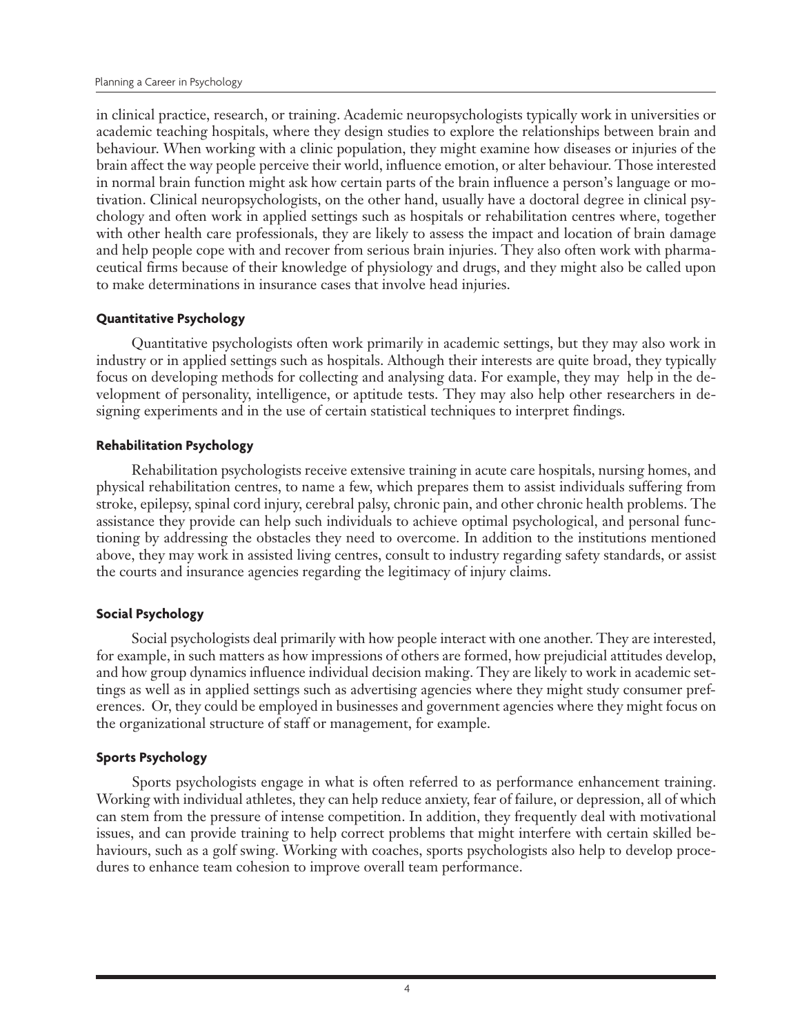in clinical practice, research, or training. Academic neuropsychologists typically work in universities or academic teaching hospitals, where they design studies to explore the relationships between brain and behaviour. When working with a clinic population, they might examine how diseases or injuries of the brain affect the way people perceive their world, influence emotion, or alter behaviour. Those interested in normal brain function might ask how certain parts of the brain influence a person's language or motivation. Clinical neuropsychologists, on the other hand, usually have a doctoral degree in clinical psychology and often work in applied settings such as hospitals or rehabilitation centres where, together with other health care professionals, they are likely to assess the impact and location of brain damage and help people cope with and recover from serious brain injuries. They also often work with pharmaceutical firms because of their knowledge of physiology and drugs, and they might also be called upon to make determinations in insurance cases that involve head injuries.

### Quantitative Psychology

Quantitative psychologists often work primarily in academic settings, but they may also work in industry or in applied settings such as hospitals. Although their interests are quite broad, they typically focus on developing methods for collecting and analysing data. For example, they may help in the development of personality, intelligence, or aptitude tests. They may also help other researchers in designing experiments and in the use of certain statistical techniques to interpret findings.

### Rehabilitation Psychology

Rehabilitation psychologists receive extensive training in acute care hospitals, nursing homes, and physical rehabilitation centres, to name a few, which prepares them to assist individuals suffering from stroke, epilepsy, spinal cord injury, cerebral palsy, chronic pain, and other chronic health problems. The assistance they provide can help such individuals to achieve optimal psychological, and personal functioning by addressing the obstacles they need to overcome. In addition to the institutions mentioned above, they may work in assisted living centres, consult to industry regarding safety standards, or assist the courts and insurance agencies regarding the legitimacy of injury claims.

### Social Psychology

Social psychologists deal primarily with how people interact with one another. They are interested, for example, in such matters as how impressions of others are formed, how prejudicial attitudes develop, and how group dynamics influence individual decision making. They are likely to work in academic settings as well as in applied settings such as advertising agencies where they might study consumer preferences. Or, they could be employed in businesses and government agencies where they might focus on the organizational structure of staff or management, for example.

### Sports Psychology

Sports psychologists engage in what is often referred to as performance enhancement training. Working with individual athletes, they can help reduce anxiety, fear of failure, or depression, all of which can stem from the pressure of intense competition. In addition, they frequently deal with motivational issues, and can provide training to help correct problems that might interfere with certain skilled behaviours, such as a golf swing. Working with coaches, sports psychologists also help to develop procedures to enhance team cohesion to improve overall team performance.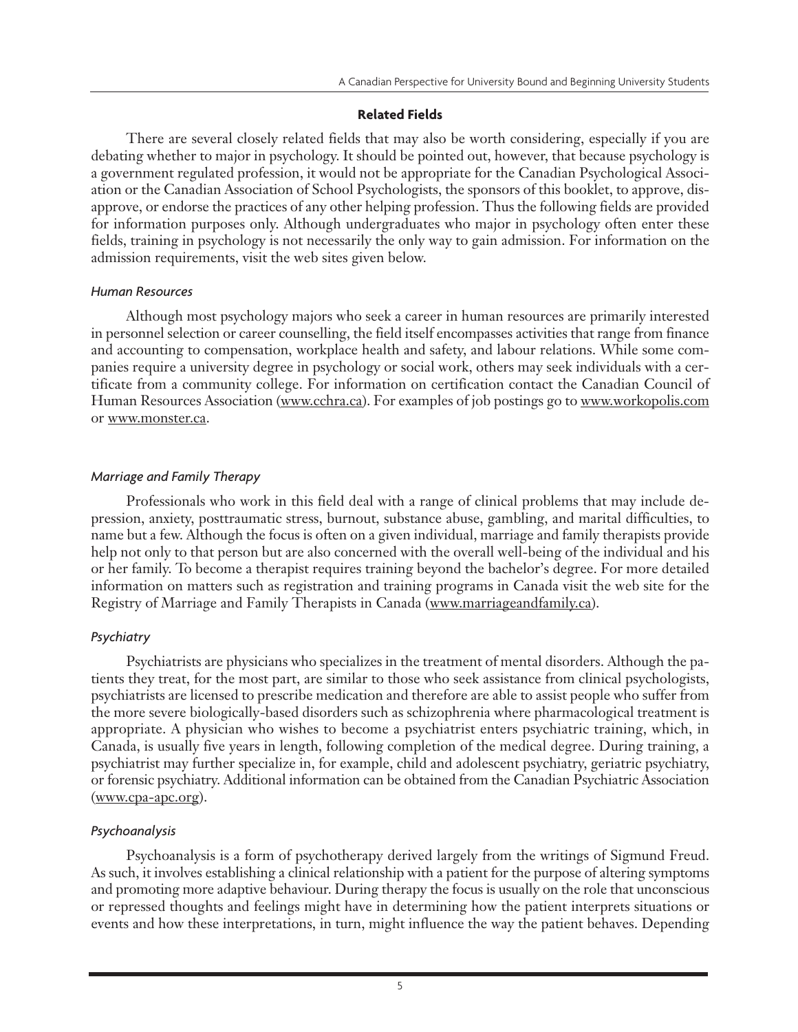### Related Fields

There are several closely related fields that may also be worth considering, especially if you are debating whether to major in psychology. It should be pointed out, however, that because psychology is a government regulated profession, it would not be appropriate for the Canadian Psychological Association or the Canadian Association of School Psychologists, the sponsors of this booklet, to approve, disapprove, or endorse the practices of any other helping profession. Thus the following fields are provided for information purposes only. Although undergraduates who major in psychology often enter these fields, training in psychology is not necessarily the only way to gain admission. For information on the admission requirements, visit the web sites given below.

*Human Resources*

Although most psychology majors who seek a career in human resources are primarily interested in personnel selection or career counselling, the field itself encompasses activities that range from finance and accounting to compensation, workplace health and safety, and labour relations. While some companies require a university degree in psychology or social work, others may seek individuals with a certificate from a community college. For information on certification contact the Canadian Council of Human Resources Association (www.cchra.ca). For examples of job postings go to www.workopolis.com or www.monster.ca.

*Marriage and Family Therapy*

Professionals who work in this field deal with a range of clinical problems that may include depression, anxiety, posttraumatic stress, burnout, substance abuse, gambling, and marital difficulties, to name but a few. Although the focus is often on a given individual, marriage and family therapists provide help not only to that person but are also concerned with the overall well-being of the individual and his or her family. To become a therapist requires training beyond the bachelor's degree. For more detailed information on matters such as registration and training programs in Canada visit the web site for the Registry of Marriage and Family Therapists in Canada (www.marriageandfamily.ca).

*Psychiatry*

Psychiatrists are physicians who specializes in the treatment of mental disorders. Although the patients they treat, for the most part, are similar to those who seek assistance from clinical psychologists, psychiatrists are licensed to prescribe medication and therefore are able to assist people who suffer from the more severe biologically-based disorders such as schizophrenia where pharmacological treatment is appropriate. A physician who wishes to become a psychiatrist enters psychiatric training, which, in Canada, is usually five years in length, following completion of the medical degree. During training, a psychiatrist may further specialize in, for example, child and adolescent psychiatry, geriatric psychiatry, or forensic psychiatry. Additional information can be obtained from the Canadian Psychiatric Association (www.cpa-apc.org).

*Psychoanalysis*

Psychoanalysis is a form of psychotherapy derived largely from the writings of Sigmund Freud. As such, it involves establishing a clinical relationship with a patient for the purpose of altering symptoms and promoting more adaptive behaviour. During therapy the focus is usually on the role that unconscious or repressed thoughts and feelings might have in determining how the patient interprets situations or events and how these interpretations, in turn, might influence the way the patient behaves. Depending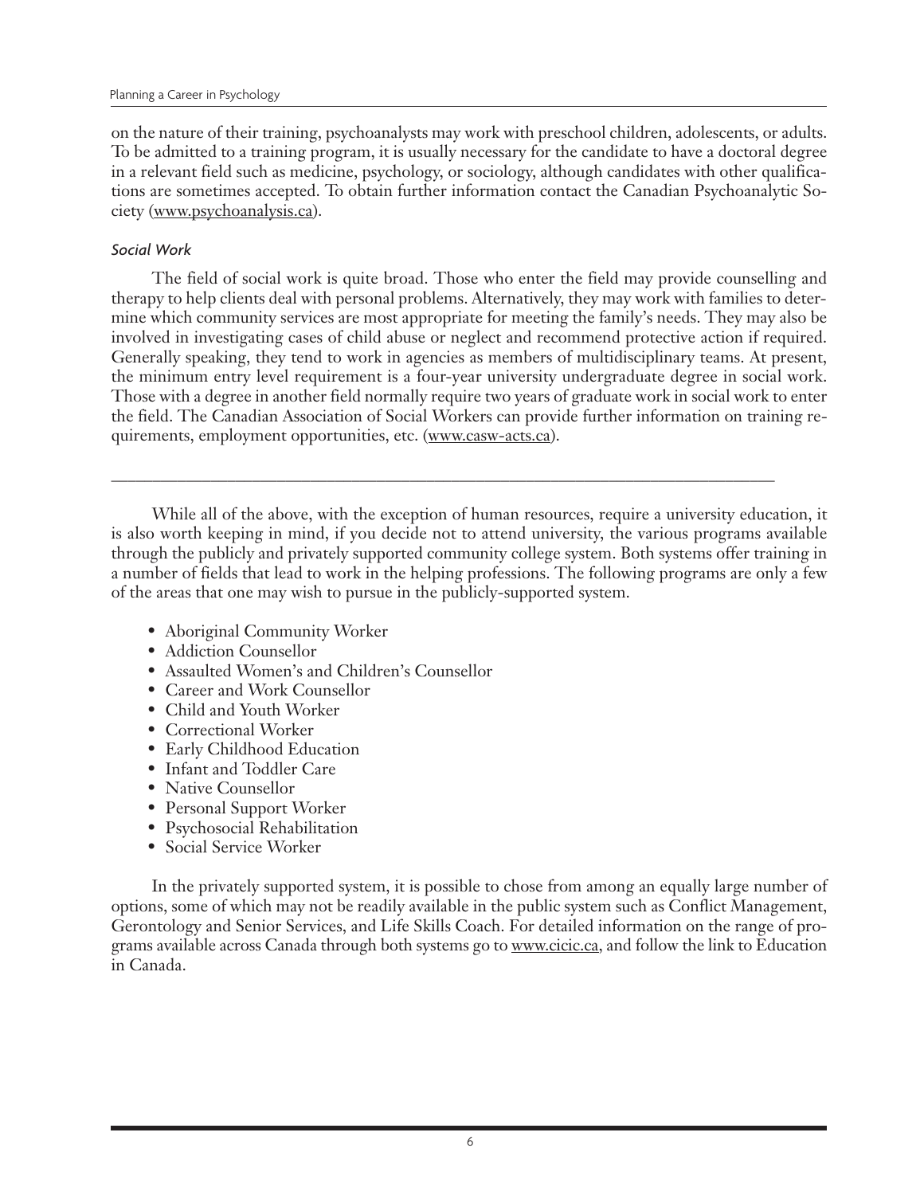on the nature of their training, psychoanalysts may work with preschool children, adolescents, or adults. To be admitted to a training program, it is usually necessary for the candidate to have a doctoral degree in a relevant field such as medicine, psychology, or sociology, although candidates with other qualifications are sometimes accepted. To obtain further information contact the Canadian Psychoanalytic Society (www.psychoanalysis.ca).

*Social Work*

The field of social work is quite broad. Those who enter the field may provide counselling and therapy to help clients deal with personal problems. Alternatively, they may work with families to determine which community services are most appropriate for meeting the family's needs. They may also be involved in investigating cases of child abuse or neglect and recommend protective action if required. Generally speaking, they tend to work in agencies as members of multidisciplinary teams. At present, the minimum entry level requirement is a four-year university undergraduate degree in social work. Those with a degree in another field normally require two years of graduate work in social work to enter the field. The Canadian Association of Social Workers can provide further information on training requirements, employment opportunities, etc. (www.casw-acts.ca).

---

While all of the above, with the exception of human resources, require a university education, it is also worth keeping in mind, if you decide not to attend university, the various programs available through the publicly and privately supported community college system. Both systems offer training in a number of fields that lead to work in the helping professions. The following programs are only a few of the areas that one may wish to pursue in the publicly-supported system.

- Aboriginal Community Worker
- Addiction Counsellor
- Assaulted Women's and Children's Counsellor
- Career and Work Counsellor
- Child and Youth Worker
- Correctional Worker
- Early Childhood Education
- Infant and Toddler Care
- Native Counsellor
- Personal Support Worker
- Psychosocial Rehabilitation
- Social Service Worker

In the privately supported system, it is possible to chose from among an equally large number of options, some of which may not be readily available in the public system such as Conflict Management, Gerontology and Senior Services, and Life Skills Coach. For detailed information on the range of programs available across Canada through both systems go to www.cicic.ca, and follow the link to Education in Canada.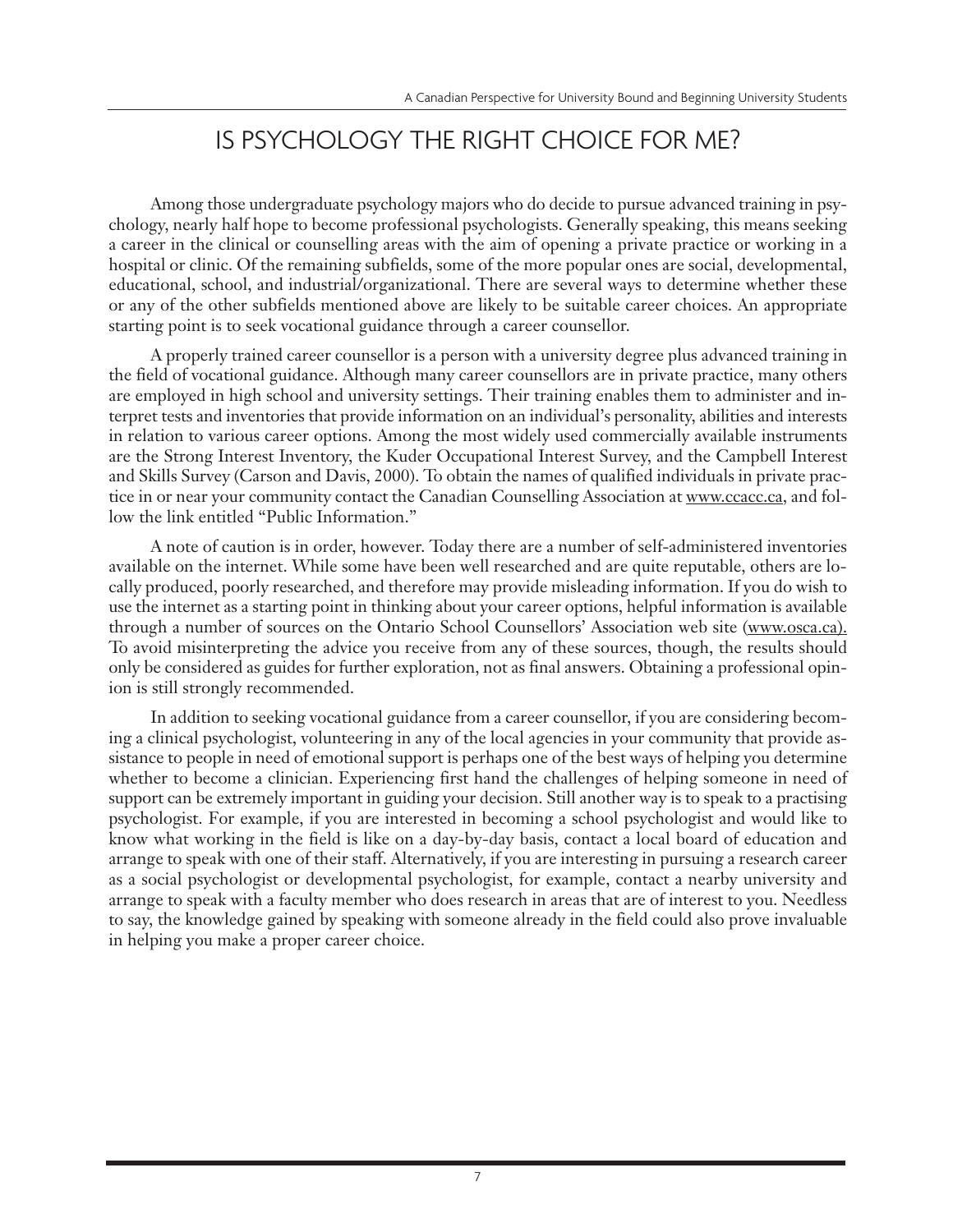# IS PSYCHOLOGY THE RIGHT CHOICE FOR ME?

Among those undergraduate psychology majors who do decide to pursue advanced training in psychology, nearly half hope to become professional psychologists. Generally speaking, this means seeking a career in the clinical or counselling areas with the aim of opening a private practice or working in a hospital or clinic. Of the remaining subfields, some of the more popular ones are social, developmental, educational, school, and industrial/organizational. There are several ways to determine whether these or any of the other subfields mentioned above are likely to be suitable career choices. An appropriate starting point is to seek vocational guidance through a career counsellor.

A properly trained career counsellor is a person with a university degree plus advanced training in the field of vocational guidance. Although many career counsellors are in private practice, many others are employed in high school and university settings. Their training enables them to administer and interpret tests and inventories that provide information on an individual's personality, abilities and interests in relation to various career options. Among the most widely used commercially available instruments are the Strong Interest Inventory, the Kuder Occupational Interest Survey, and the Campbell Interest and Skills Survey (Carson and Davis, 2000). To obtain the names of qualified individuals in private practice in or near your community contact the Canadian Counselling Association at www.ccacc.ca, and follow the link entitled "Public Information."

A note of caution is in order, however. Today there are a number of self-administered inventories available on the internet. While some have been well researched and are quite reputable, others are locally produced, poorly researched, and therefore may provide misleading information. If you do wish to use the internet as a starting point in thinking about your career options, helpful information is available through a number of sources on the Ontario School Counsellors' Association web site (www.osca.ca). To avoid misinterpreting the advice you receive from any of these sources, though, the results should only be considered as guides for further exploration, not as final answers. Obtaining a professional opinion is still strongly recommended.

In addition to seeking vocational guidance from a career counsellor, if you are considering becoming a clinical psychologist, volunteering in any of the local agencies in your community that provide assistance to people in need of emotional support is perhaps one of the best ways of helping you determine whether to become a clinician. Experiencing first hand the challenges of helping someone in need of support can be extremely important in guiding your decision. Still another way is to speak to a practising psychologist. For example, if you are interested in becoming a school psychologist and would like to know what working in the field is like on a day-by-day basis, contact a local board of education and arrange to speak with one of their staff. Alternatively, if you are interesting in pursuing a research career as a social psychologist or developmental psychologist, for example, contact a nearby university and arrange to speak with a faculty member who does research in areas that are of interest to you. Needless to say, the knowledge gained by speaking with someone already in the field could also prove invaluable in helping you make a proper career choice.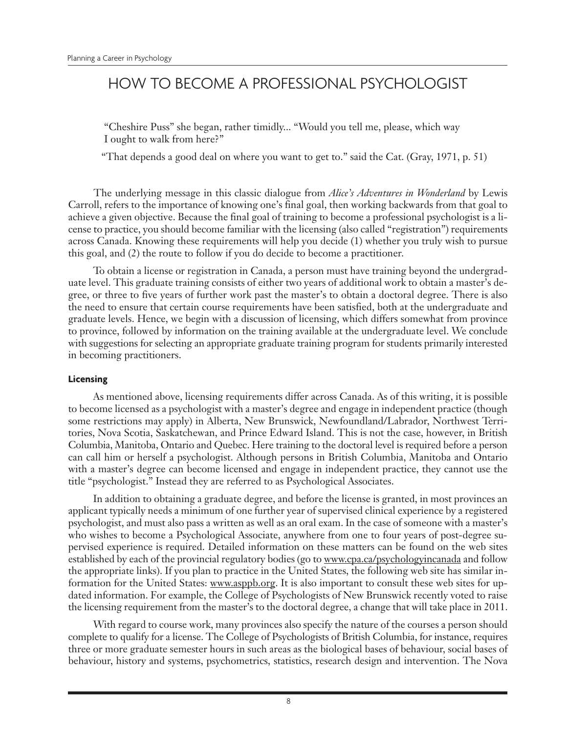# HOW TO BECOME A PROFESSIONAL PSYCHOLOGIST

> "Cheshire Puss" she began, rather timidly... "Would you tell me, please, which way I ought to walk from here?"
>
> "That depends a good deal on where you want to get to." said the Cat. (Gray, 1971, p. 51)

The underlying message in this classic dialogue from *Alice's Adventures in Wonderland* by Lewis Carroll, refers to the importance of knowing one's final goal, then working backwards from that goal to achieve a given objective. Because the final goal of training to become a professional psychologist is a license to practice, you should become familiar with the licensing (also called "registration") requirements across Canada. Knowing these requirements will help you decide (1) whether you truly wish to pursue this goal, and (2) the route to follow if you do decide to become a practitioner.

To obtain a license or registration in Canada, a person must have training beyond the undergraduate level. This graduate training consists of either two years of additional work to obtain a master's degree, or three to five years of further work past the master's to obtain a doctoral degree. There is also the need to ensure that certain course requirements have been satisfied, both at the undergraduate and graduate levels. Hence, we begin with a discussion of licensing, which differs somewhat from province to province, followed by information on the training available at the undergraduate level. We conclude with suggestions for selecting an appropriate graduate training program for students primarily interested in becoming practitioners.

### Licensing

As mentioned above, licensing requirements differ across Canada. As of this writing, it is possible to become licensed as a psychologist with a master's degree and engage in independent practice (though some restrictions may apply) in Alberta, New Brunswick, Newfoundland/Labrador, Northwest Territories, Nova Scotia, Saskatchewan, and Prince Edward Island. This is not the case, however, in British Columbia, Manitoba, Ontario and Quebec. Here training to the doctoral level is required before a person can call him or herself a psychologist. Although persons in British Columbia, Manitoba and Ontario with a master's degree can become licensed and engage in independent practice, they cannot use the title "psychologist." Instead they are referred to as Psychological Associates.

In addition to obtaining a graduate degree, and before the license is granted, in most provinces an applicant typically needs a minimum of one further year of supervised clinical experience by a registered psychologist, and must also pass a written as well as an oral exam. In the case of someone with a master's who wishes to become a Psychological Associate, anywhere from one to four years of post-degree supervised experience is required. Detailed information on these matters can be found on the web sites established by each of the provincial regulatory bodies (go to www.cpa.ca/psychologyincanada and follow the appropriate links). If you plan to practice in the United States, the following web site has similar information for the United States: www.asppb.org. It is also important to consult these web sites for updated information. For example, the College of Psychologists of New Brunswick recently voted to raise the licensing requirement from the master's to the doctoral degree, a change that will take place in 2011.

With regard to course work, many provinces also specify the nature of the courses a person should complete to qualify for a license. The College of Psychologists of British Columbia, for instance, requires three or more graduate semester hours in such areas as the biological bases of behaviour, social bases of behaviour, history and systems, psychometrics, statistics, research design and intervention. The Nova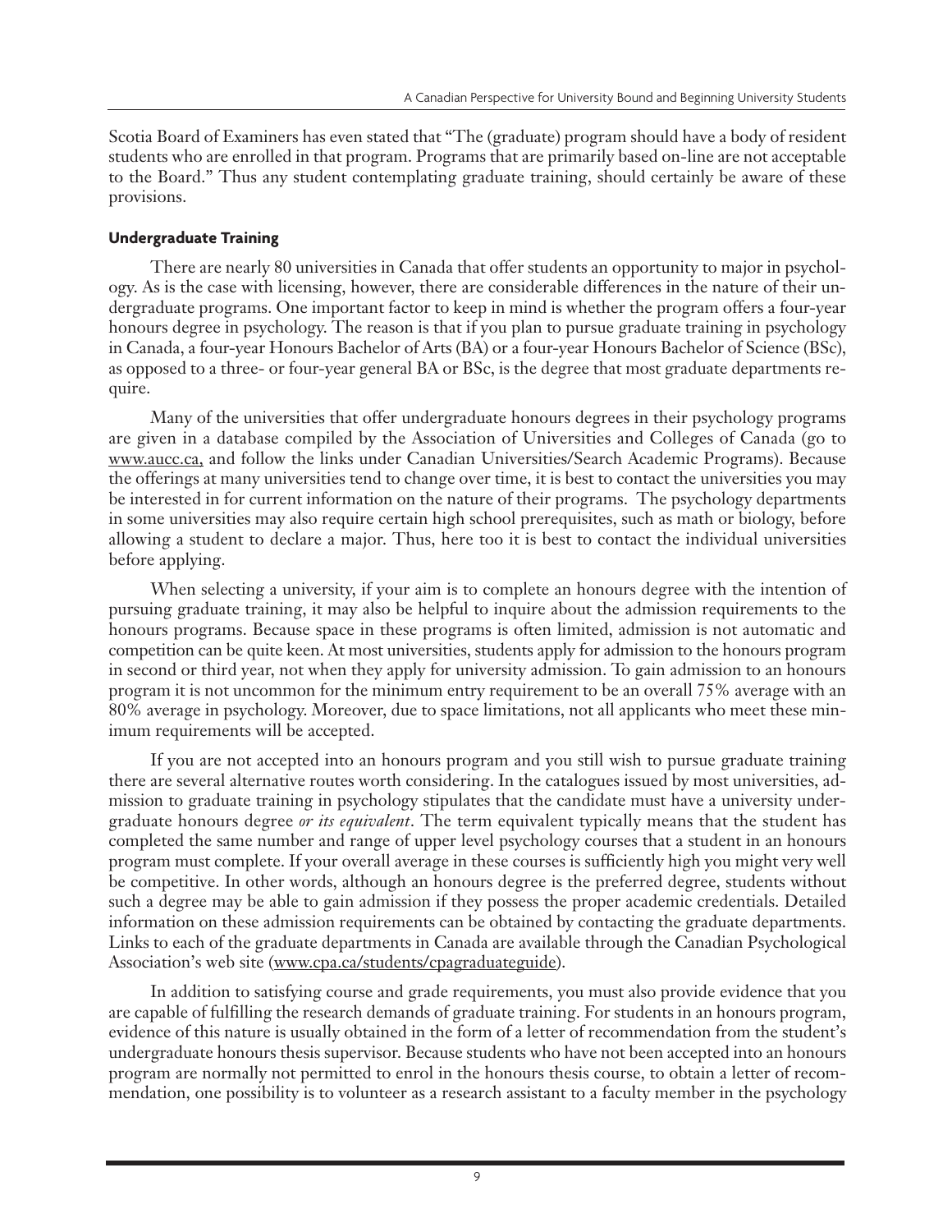Scotia Board of Examiners has even stated that "The (graduate) program should have a body of resident students who are enrolled in that program. Programs that are primarily based on-line are not acceptable to the Board." Thus any student contemplating graduate training, should certainly be aware of these provisions.

### Undergraduate Training

There are nearly 80 universities in Canada that offer students an opportunity to major in psychology. As is the case with licensing, however, there are considerable differences in the nature of their undergraduate programs. One important factor to keep in mind is whether the program offers a four-year honours degree in psychology. The reason is that if you plan to pursue graduate training in psychology in Canada, a four-year Honours Bachelor of Arts (BA) or a four-year Honours Bachelor of Science (BSc), as opposed to a three- or four-year general BA or BSc, is the degree that most graduate departments require.

Many of the universities that offer undergraduate honours degrees in their psychology programs are given in a database compiled by the Association of Universities and Colleges of Canada (go to www.aucc.ca, and follow the links under Canadian Universities/Search Academic Programs). Because the offerings at many universities tend to change over time, it is best to contact the universities you may be interested in for current information on the nature of their programs. The psychology departments in some universities may also require certain high school prerequisites, such as math or biology, before allowing a student to declare a major. Thus, here too it is best to contact the individual universities before applying.

When selecting a university, if your aim is to complete an honours degree with the intention of pursuing graduate training, it may also be helpful to inquire about the admission requirements to the honours programs. Because space in these programs is often limited, admission is not automatic and competition can be quite keen. At most universities, students apply for admission to the honours program in second or third year, not when they apply for university admission. To gain admission to an honours program it is not uncommon for the minimum entry requirement to be an overall 75% average with an 80% average in psychology. Moreover, due to space limitations, not all applicants who meet these minimum requirements will be accepted.

If you are not accepted into an honours program and you still wish to pursue graduate training there are several alternative routes worth considering. In the catalogues issued by most universities, admission to graduate training in psychology stipulates that the candidate must have a university undergraduate honours degree *or its equivalent*. The term equivalent typically means that the student has completed the same number and range of upper level psychology courses that a student in an honours program must complete. If your overall average in these courses is sufficiently high you might very well be competitive. In other words, although an honours degree is the preferred degree, students without such a degree may be able to gain admission if they possess the proper academic credentials. Detailed information on these admission requirements can be obtained by contacting the graduate departments. Links to each of the graduate departments in Canada are available through the Canadian Psychological Association's web site (www.cpa.ca/students/cpagraduateguide).

In addition to satisfying course and grade requirements, you must also provide evidence that you are capable of fulfilling the research demands of graduate training. For students in an honours program, evidence of this nature is usually obtained in the form of a letter of recommendation from the student's undergraduate honours thesis supervisor. Because students who have not been accepted into an honours program are normally not permitted to enrol in the honours thesis course, to obtain a letter of recommendation, one possibility is to volunteer as a research assistant to a faculty member in the psychology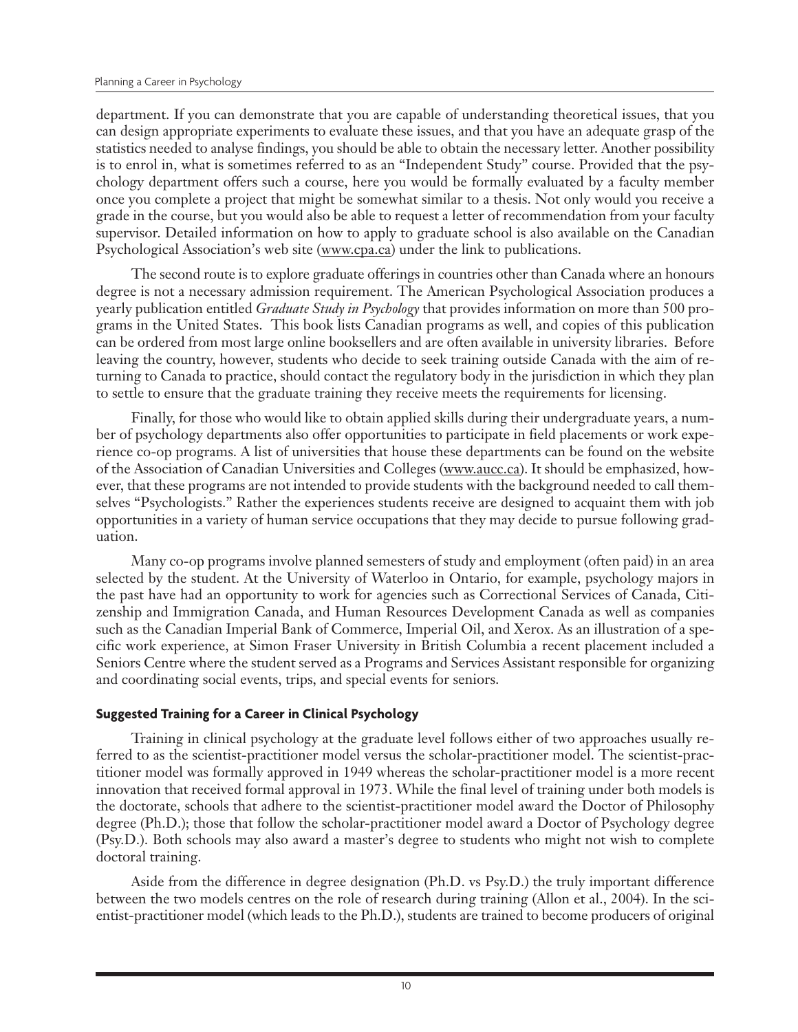department. If you can demonstrate that you are capable of understanding theoretical issues, that you can design appropriate experiments to evaluate these issues, and that you have an adequate grasp of the statistics needed to analyse findings, you should be able to obtain the necessary letter. Another possibility is to enrol in, what is sometimes referred to as an "Independent Study" course. Provided that the psychology department offers such a course, here you would be formally evaluated by a faculty member once you complete a project that might be somewhat similar to a thesis. Not only would you receive a grade in the course, but you would also be able to request a letter of recommendation from your faculty supervisor. Detailed information on how to apply to graduate school is also available on the Canadian Psychological Association's web site (www.cpa.ca) under the link to publications.

The second route is to explore graduate offerings in countries other than Canada where an honours degree is not a necessary admission requirement. The American Psychological Association produces a yearly publication entitled *Graduate Study in Psychology* that provides information on more than 500 programs in the United States. This book lists Canadian programs as well, and copies of this publication can be ordered from most large online booksellers and are often available in university libraries. Before leaving the country, however, students who decide to seek training outside Canada with the aim of returning to Canada to practice, should contact the regulatory body in the jurisdiction in which they plan to settle to ensure that the graduate training they receive meets the requirements for licensing.

Finally, for those who would like to obtain applied skills during their undergraduate years, a number of psychology departments also offer opportunities to participate in field placements or work experience co-op programs. A list of universities that house these departments can be found on the website of the Association of Canadian Universities and Colleges (www.aucc.ca). It should be emphasized, however, that these programs are not intended to provide students with the background needed to call themselves "Psychologists." Rather the experiences students receive are designed to acquaint them with job opportunities in a variety of human service occupations that they may decide to pursue following graduation.

Many co-op programs involve planned semesters of study and employment (often paid) in an area selected by the student. At the University of Waterloo in Ontario, for example, psychology majors in the past have had an opportunity to work for agencies such as Correctional Services of Canada, Citizenship and Immigration Canada, and Human Resources Development Canada as well as companies such as the Canadian Imperial Bank of Commerce, Imperial Oil, and Xerox. As an illustration of a specific work experience, at Simon Fraser University in British Columbia a recent placement included a Seniors Centre where the student served as a Programs and Services Assistant responsible for organizing and coordinating social events, trips, and special events for seniors.

### Suggested Training for a Career in Clinical Psychology

Training in clinical psychology at the graduate level follows either of two approaches usually referred to as the scientist-practitioner model versus the scholar-practitioner model. The scientist-practitioner model was formally approved in 1949 whereas the scholar-practitioner model is a more recent innovation that received formal approval in 1973. While the final level of training under both models is the doctorate, schools that adhere to the scientist-practitioner model award the Doctor of Philosophy degree (Ph.D.); those that follow the scholar-practitioner model award a Doctor of Psychology degree (Psy.D.). Both schools may also award a master's degree to students who might not wish to complete doctoral training.

Aside from the difference in degree designation (Ph.D. vs Psy.D.) the truly important difference between the two models centres on the role of research during training (Allon et al., 2004). In the scientist-practitioner model (which leads to the Ph.D.), students are trained to become producers of original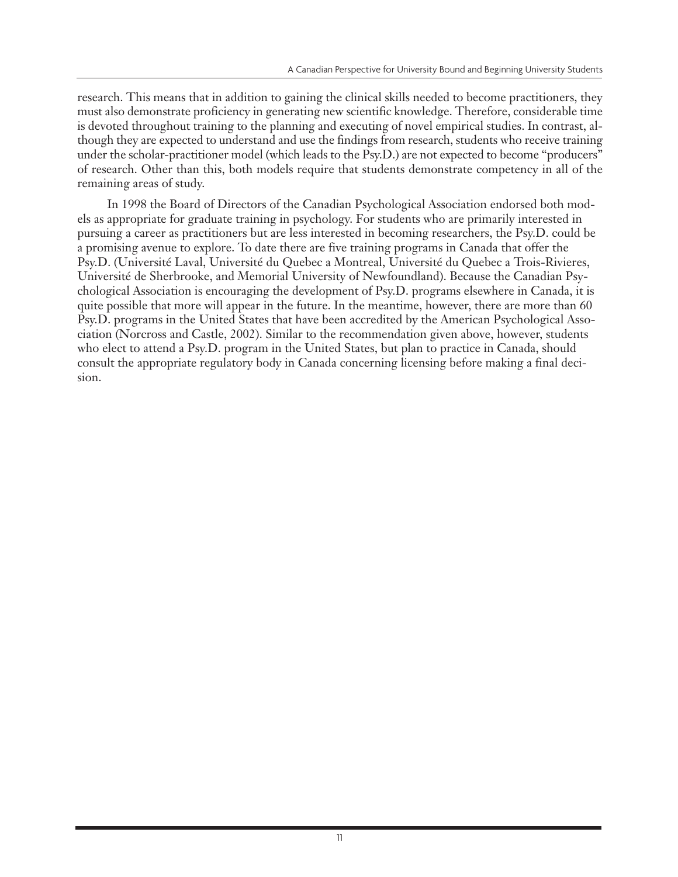research. This means that in addition to gaining the clinical skills needed to become practitioners, they must also demonstrate proficiency in generating new scientific knowledge. Therefore, considerable time is devoted throughout training to the planning and executing of novel empirical studies. In contrast, although they are expected to understand and use the findings from research, students who receive training under the scholar-practitioner model (which leads to the Psy.D.) are not expected to become "producers" of research. Other than this, both models require that students demonstrate competency in all of the remaining areas of study.

In 1998 the Board of Directors of the Canadian Psychological Association endorsed both models as appropriate for graduate training in psychology. For students who are primarily interested in pursuing a career as practitioners but are less interested in becoming researchers, the Psy.D. could be a promising avenue to explore. To date there are five training programs in Canada that offer the Psy.D. (Université Laval, Université du Quebec a Montreal, Université du Quebec a Trois-Rivieres, Université de Sherbrooke, and Memorial University of Newfoundland). Because the Canadian Psychological Association is encouraging the development of Psy.D. programs elsewhere in Canada, it is quite possible that more will appear in the future. In the meantime, however, there are more than 60 Psy.D. programs in the United States that have been accredited by the American Psychological Association (Norcross and Castle, 2002). Similar to the recommendation given above, however, students who elect to attend a Psy.D. program in the United States, but plan to practice in Canada, should consult the appropriate regulatory body in Canada concerning licensing before making a final decision.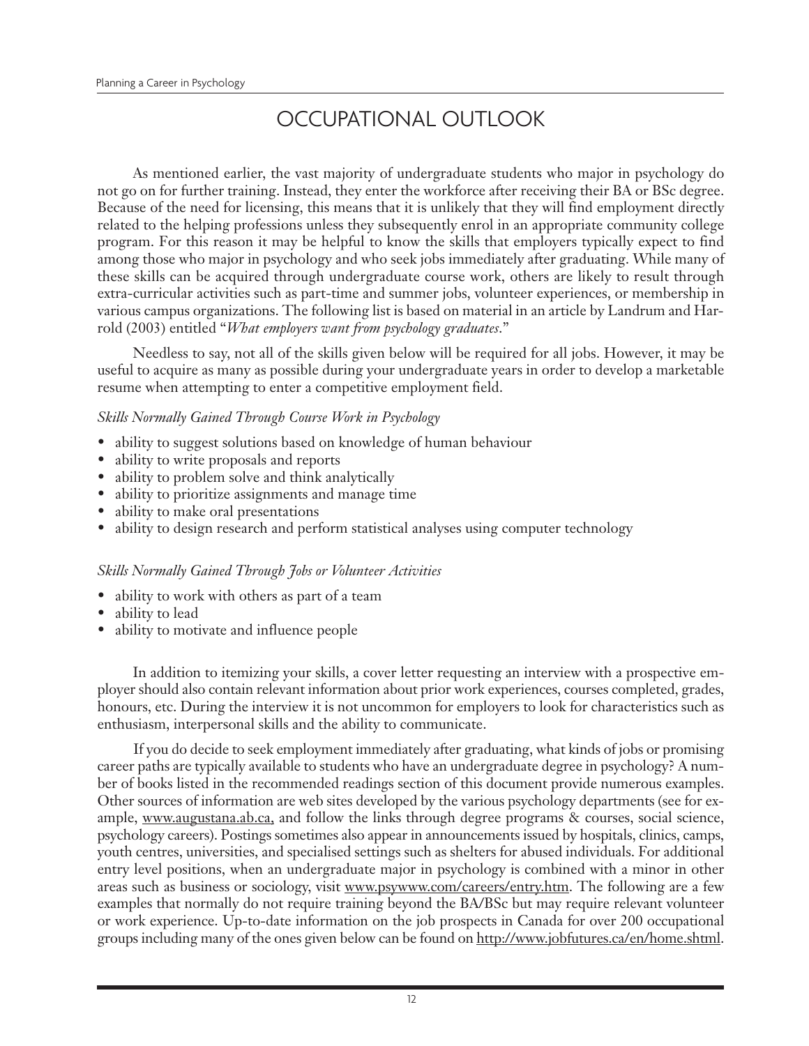# OCCUPATIONAL OUTLOOK

As mentioned earlier, the vast majority of undergraduate students who major in psychology do not go on for further training. Instead, they enter the workforce after receiving their BA or BSc degree. Because of the need for licensing, this means that it is unlikely that they will find employment directly related to the helping professions unless they subsequently enrol in an appropriate community college program. For this reason it may be helpful to know the skills that employers typically expect to find among those who major in psychology and who seek jobs immediately after graduating. While many of these skills can be acquired through undergraduate course work, others are likely to result through extra-curricular activities such as part-time and summer jobs, volunteer experiences, or membership in various campus organizations. The following list is based on material in an article by Landrum and Harrold (2003) entitled "*What employers want from psychology graduates*."

Needless to say, not all of the skills given below will be required for all jobs. However, it may be useful to acquire as many as possible during your undergraduate years in order to develop a marketable resume when attempting to enter a competitive employment field.

*Skills Normally Gained Through Course Work in Psychology*

- ability to suggest solutions based on knowledge of human behaviour
- ability to write proposals and reports
- ability to problem solve and think analytically
- ability to prioritize assignments and manage time
- ability to make oral presentations
- ability to design research and perform statistical analyses using computer technology

*Skills Normally Gained Through Jobs or Volunteer Activities*

- ability to work with others as part of a team
- ability to lead
- ability to motivate and influence people

In addition to itemizing your skills, a cover letter requesting an interview with a prospective employer should also contain relevant information about prior work experiences, courses completed, grades, honours, etc. During the interview it is not uncommon for employers to look for characteristics such as enthusiasm, interpersonal skills and the ability to communicate.

If you do decide to seek employment immediately after graduating, what kinds of jobs or promising career paths are typically available to students who have an undergraduate degree in psychology? A number of books listed in the recommended readings section of this document provide numerous examples. Other sources of information are web sites developed by the various psychology departments (see for example, www.augustana.ab.ca, and follow the links through degree programs & courses, social science, psychology careers). Postings sometimes also appear in announcements issued by hospitals, clinics, camps, youth centres, universities, and specialised settings such as shelters for abused individuals. For additional entry level positions, when an undergraduate major in psychology is combined with a minor in other areas such as business or sociology, visit www.psywww.com/careers/entry.htm. The following are a few examples that normally do not require training beyond the BA/BSc but may require relevant volunteer or work experience. Up-to-date information on the job prospects in Canada for over 200 occupational groups including many of the ones given below can be found on http://www.jobfutures.ca/en/home.shtml.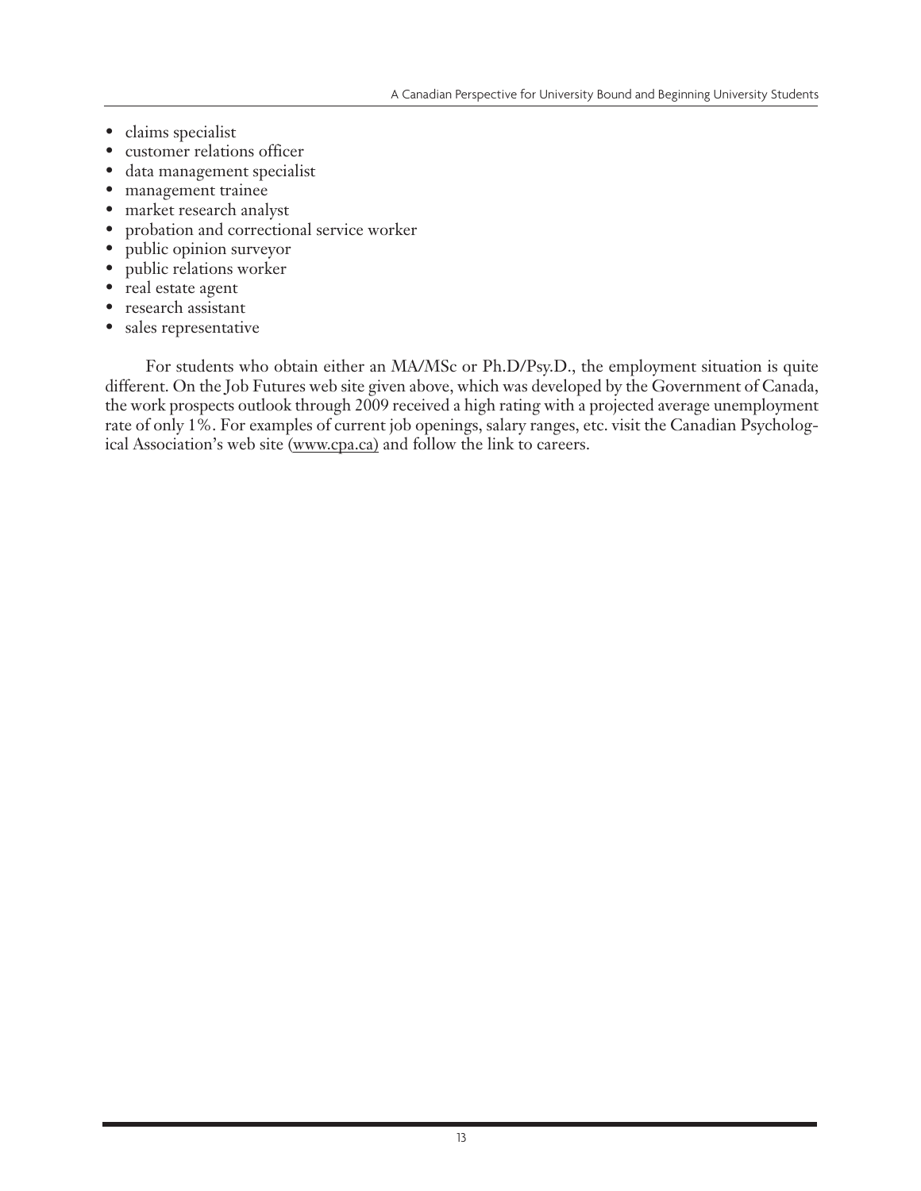- claims specialist
- customer relations officer
- data management specialist
- management trainee
- market research analyst
- probation and correctional service worker
- public opinion surveyor
- public relations worker
- real estate agent
- research assistant
- sales representative

For students who obtain either an MA/MSc or Ph.D/Psy.D., the employment situation is quite different. On the Job Futures web site given above, which was developed by the Government of Canada, the work prospects outlook through 2009 received a high rating with a projected average unemployment rate of only 1%. For examples of current job openings, salary ranges, etc. visit the Canadian Psychological Association's web site (www.cpa.ca) and follow the link to careers.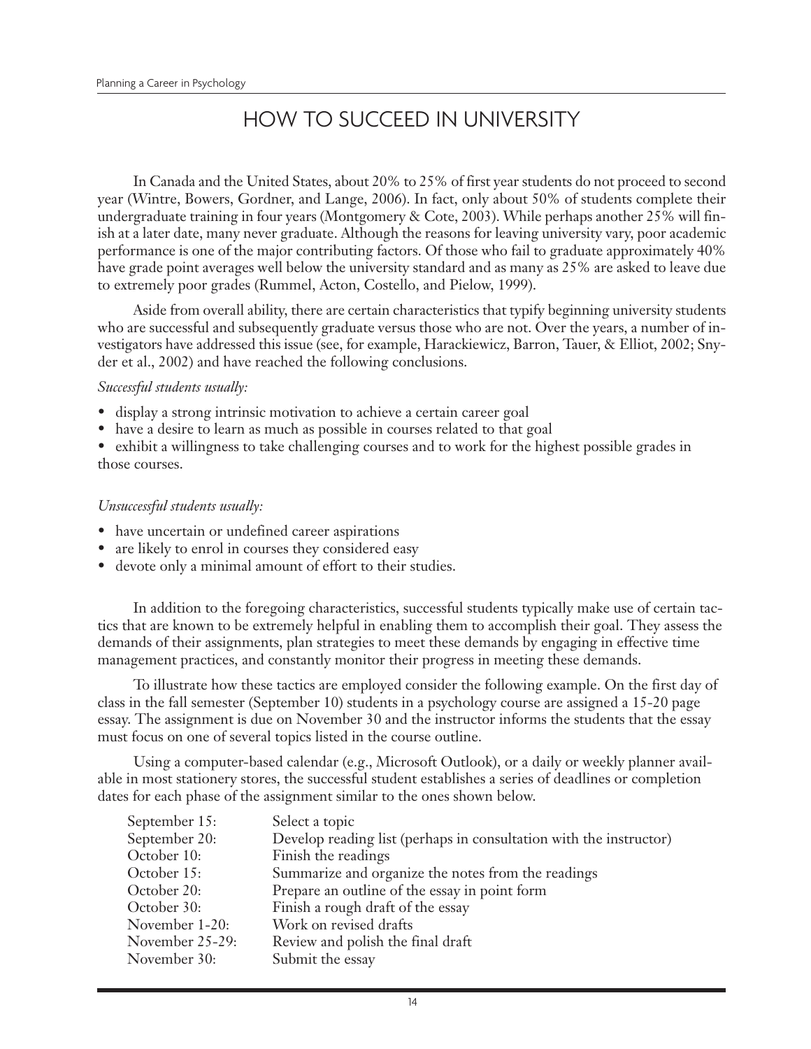# HOW TO SUCCEED IN UNIVERSITY

In Canada and the United States, about 20% to 25% of first year students do not proceed to second year (Wintre, Bowers, Gordner, and Lange, 2006). In fact, only about 50% of students complete their undergraduate training in four years (Montgomery & Cote, 2003). While perhaps another 25% will finish at a later date, many never graduate. Although the reasons for leaving university vary, poor academic performance is one of the major contributing factors. Of those who fail to graduate approximately 40% have grade point averages well below the university standard and as many as 25% are asked to leave due to extremely poor grades (Rummel, Acton, Costello, and Pielow, 1999).

Aside from overall ability, there are certain characteristics that typify beginning university students who are successful and subsequently graduate versus those who are not. Over the years, a number of investigators have addressed this issue (see, for example, Harackiewicz, Barron, Tauer, & Elliot, 2002; Snyder et al., 2002) and have reached the following conclusions.

*Successful students usually:*

- display a strong intrinsic motivation to achieve a certain career goal
- have a desire to learn as much as possible in courses related to that goal
- exhibit a willingness to take challenging courses and to work for the highest possible grades in those courses.

*Unsuccessful students usually:*

- have uncertain or undefined career aspirations
- are likely to enrol in courses they considered easy
- devote only a minimal amount of effort to their studies.

In addition to the foregoing characteristics, successful students typically make use of certain tactics that are known to be extremely helpful in enabling them to accomplish their goal. They assess the demands of their assignments, plan strategies to meet these demands by engaging in effective time management practices, and constantly monitor their progress in meeting these demands.

To illustrate how these tactics are employed consider the following example. On the first day of class in the fall semester (September 10) students in a psychology course are assigned a 15-20 page essay. The assignment is due on November 30 and the instructor informs the students that the essay must focus on one of several topics listed in the course outline.

Using a computer-based calendar (e.g., Microsoft Outlook), or a daily or weekly planner available in most stationery stores, the successful student establishes a series of deadlines or completion dates for each phase of the assignment similar to the ones shown below.

| | |
|---|---|
| September 15: | Select a topic |
| September 20: | Develop reading list (perhaps in consultation with the instructor) |
| October 10: | Finish the readings |
| October 15: | Summarize and organize the notes from the readings |
| October 20: | Prepare an outline of the essay in point form |
| October 30: | Finish a rough draft of the essay |
| November 1-20: | Work on revised drafts |
| November 25-29: | Review and polish the final draft |
| November 30: | Submit the essay |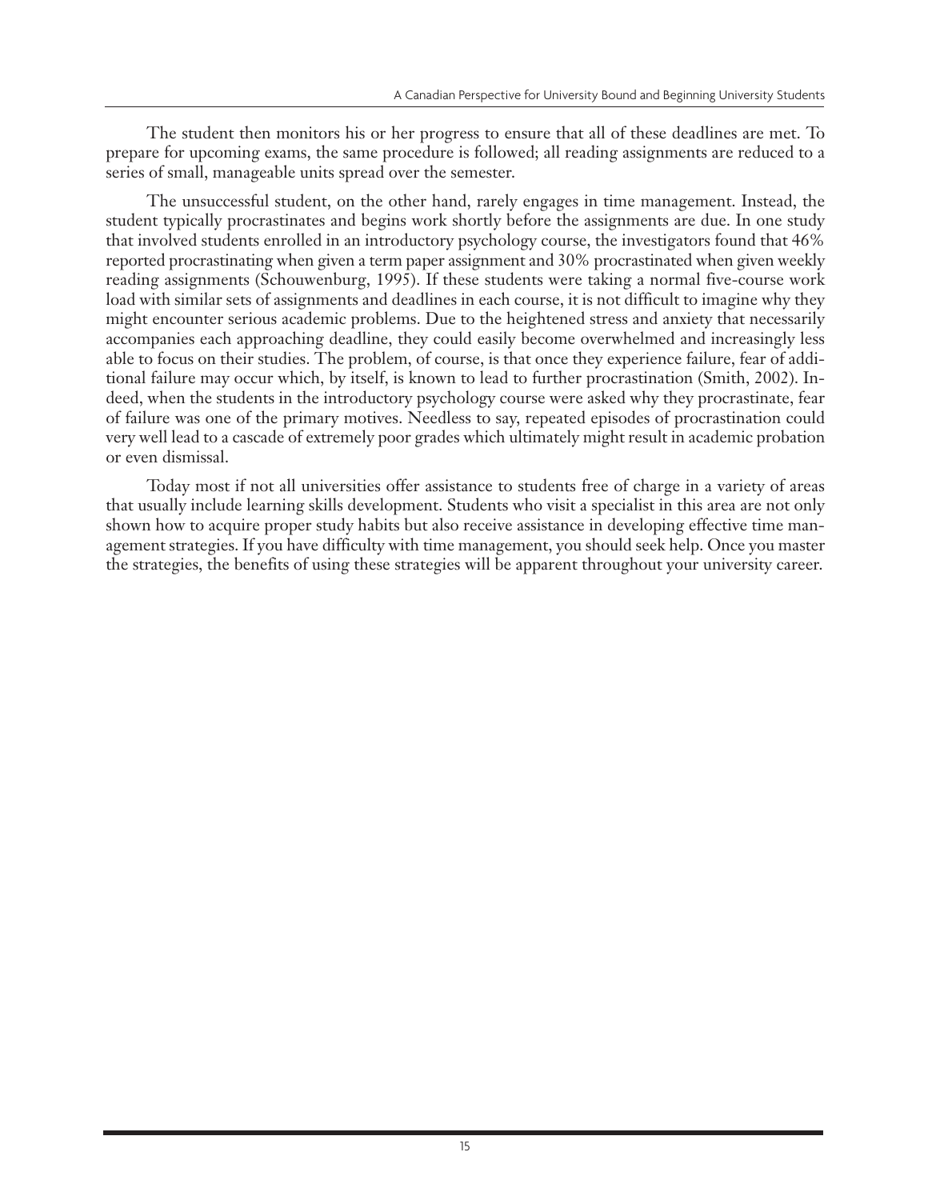The student then monitors his or her progress to ensure that all of these deadlines are met. To prepare for upcoming exams, the same procedure is followed; all reading assignments are reduced to a series of small, manageable units spread over the semester.

The unsuccessful student, on the other hand, rarely engages in time management. Instead, the student typically procrastinates and begins work shortly before the assignments are due. In one study that involved students enrolled in an introductory psychology course, the investigators found that 46% reported procrastinating when given a term paper assignment and 30% procrastinated when given weekly reading assignments (Schouwenburg, 1995). If these students were taking a normal five-course work load with similar sets of assignments and deadlines in each course, it is not difficult to imagine why they might encounter serious academic problems. Due to the heightened stress and anxiety that necessarily accompanies each approaching deadline, they could easily become overwhelmed and increasingly less able to focus on their studies. The problem, of course, is that once they experience failure, fear of additional failure may occur which, by itself, is known to lead to further procrastination (Smith, 2002). Indeed, when the students in the introductory psychology course were asked why they procrastinate, fear of failure was one of the primary motives. Needless to say, repeated episodes of procrastination could very well lead to a cascade of extremely poor grades which ultimately might result in academic probation or even dismissal.

Today most if not all universities offer assistance to students free of charge in a variety of areas that usually include learning skills development. Students who visit a specialist in this area are not only shown how to acquire proper study habits but also receive assistance in developing effective time management strategies. If you have difficulty with time management, you should seek help. Once you master the strategies, the benefits of using these strategies will be apparent throughout your university career.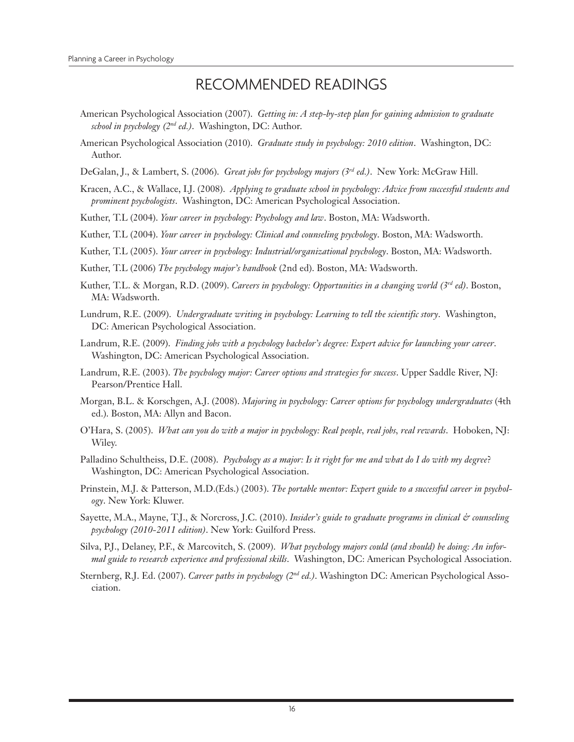# RECOMMENDED READINGS

American Psychological Association (2007). *Getting in: A step-by-step plan for gaining admission to graduate school in psychology (2nd ed.)*. Washington, DC: Author.

American Psychological Association (2010). *Graduate study in psychology: 2010 edition*. Washington, DC: Author.

DeGalan, J., & Lambert, S. (2006). *Great jobs for psychology majors (3rd ed.)*. New York: McGraw Hill.

Kracen, A.C., & Wallace, I.J. (2008). *Applying to graduate school in psychology: Advice from successful students and prominent psychologists*. Washington, DC: American Psychological Association.

Kuther, T.L (2004). *Your career in psychology: Psychology and law*. Boston, MA: Wadsworth.

Kuther, T.L (2004). *Your career in psychology: Clinical and counseling psychology*. Boston, MA: Wadsworth.

Kuther, T.L (2005). *Your career in psychology: Industrial/organizational psychology*. Boston, MA: Wadsworth.

Kuther, T.L (2006) *The psychology major's handbook* (2nd ed). Boston, MA: Wadsworth.

Kuther, T.L. & Morgan, R.D. (2009). *Careers in psychology: Opportunities in a changing world (3rd ed)*. Boston, MA: Wadsworth.

Lundrum, R.E. (2009). *Undergraduate writing in psychology: Learning to tell the scientific story*. Washington, DC: American Psychological Association.

Landrum, R.E. (2009). *Finding jobs with a psychology bachelor's degree: Expert advice for launching your career*. Washington, DC: American Psychological Association.

Landrum, R.E. (2003). *The psychology major: Career options and strategies for success*. Upper Saddle River, NJ: Pearson/Prentice Hall.

Morgan, B.L. & Korschgen, A.J. (2008). *Majoring in psychology: Career options for psychology undergraduates* (4th ed.). Boston, MA: Allyn and Bacon.

O'Hara, S. (2005). *What can you do with a major in psychology: Real people, real jobs, real rewards*. Hoboken, NJ: Wiley.

Palladino Schultheiss, D.E. (2008). *Psychology as a major: Is it right for me and what do I do with my degree*? Washington, DC: American Psychological Association.

Prinstein, M.J. & Patterson, M.D.(Eds.) (2003). *The portable mentor: Expert guide to a successful career in psychology*. New York: Kluwer.

Sayette, M.A., Mayne, T.J., & Norcross, J.C. (2010). *Insider's guide to graduate programs in clinical & counseling psychology (2010-2011 edition)*. New York: Guilford Press.

Silva, P.J., Delaney, P.F., & Marcovitch, S. (2009). *What psychology majors could (and should) be doing: An informal guide to research experience and professional skills*. Washington, DC: American Psychological Association.

Sternberg, R.J. Ed. (2007). *Career paths in psychology (2nd ed.)*. Washington DC: American Psychological Association.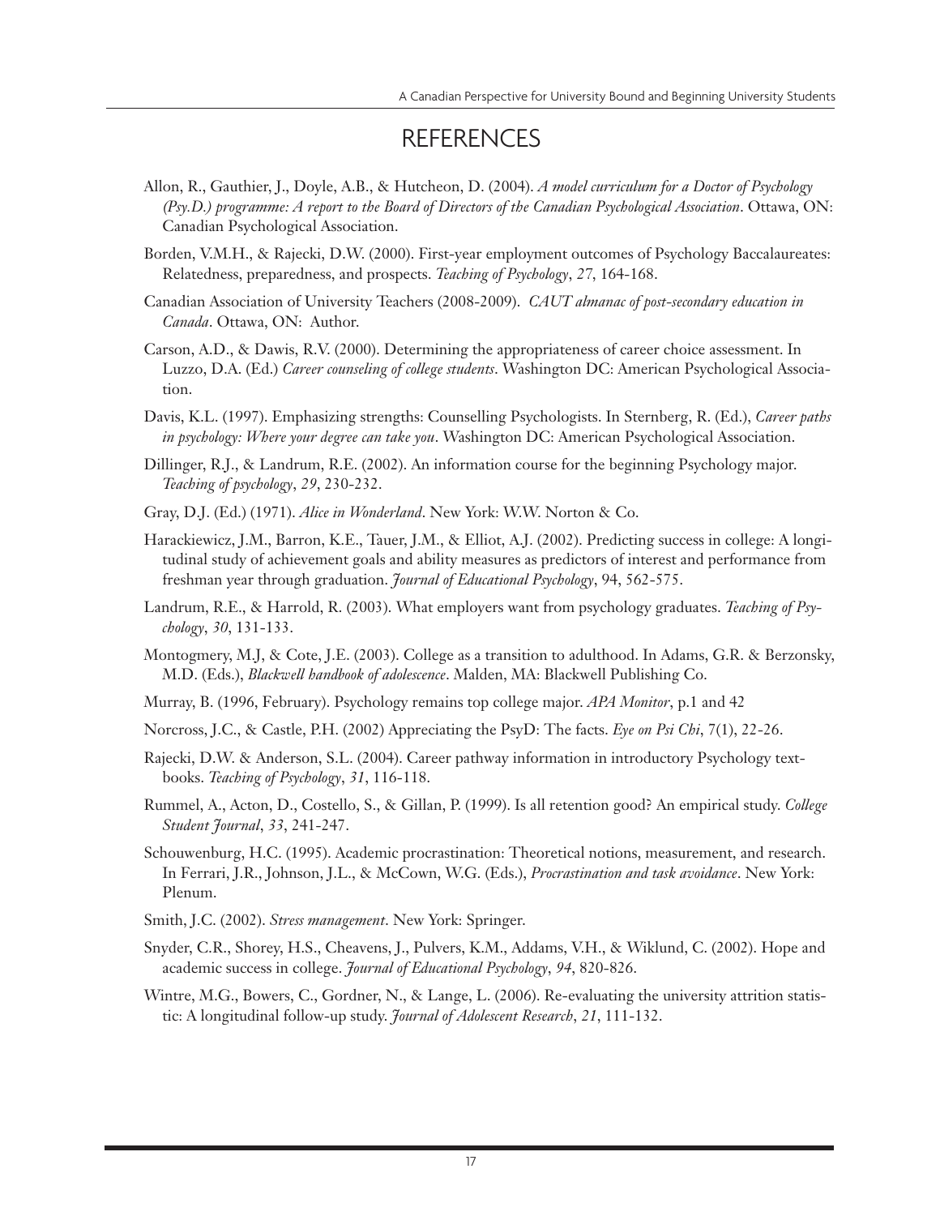# REFERENCES

Allon, R., Gauthier, J., Doyle, A.B., & Hutcheon, D. (2004). *A model curriculum for a Doctor of Psychology (Psy.D.) programme: A report to the Board of Directors of the Canadian Psychological Association*. Ottawa, ON: Canadian Psychological Association.

Borden, V.M.H., & Rajecki, D.W. (2000). First-year employment outcomes of Psychology Baccalaureates: Relatedness, preparedness, and prospects. *Teaching of Psychology*, *27*, 164-168.

Canadian Association of University Teachers (2008-2009). *CAUT almanac of post-secondary education in Canada*. Ottawa, ON: Author.

Carson, A.D., & Dawis, R.V. (2000). Determining the appropriateness of career choice assessment. In Luzzo, D.A. (Ed.) *Career counseling of college students*. Washington DC: American Psychological Association.

Davis, K.L. (1997). Emphasizing strengths: Counselling Psychologists. In Sternberg, R. (Ed.), *Career paths in psychology: Where your degree can take you*. Washington DC: American Psychological Association.

Dillinger, R.J., & Landrum, R.E. (2002). An information course for the beginning Psychology major. *Teaching of psychology*, *29*, 230-232.

Gray, D.J. (Ed.) (1971). *Alice in Wonderland*. New York: W.W. Norton & Co.

Harackiewicz, J.M., Barron, K.E., Tauer, J.M., & Elliot, A.J. (2002). Predicting success in college: A longitudinal study of achievement goals and ability measures as predictors of interest and performance from freshman year through graduation. *Journal of Educational Psychology*, 94, 562-575.

Landrum, R.E., & Harrold, R. (2003). What employers want from psychology graduates. *Teaching of Psychology*, *30*, 131-133.

Montogmery, M.J, & Cote, J.E. (2003). College as a transition to adulthood. In Adams, G.R. & Berzonsky, M.D. (Eds.), *Blackwell handbook of adolescence*. Malden, MA: Blackwell Publishing Co.

Murray, B. (1996, February). Psychology remains top college major. *APA Monitor*, p.1 and 42

Norcross, J.C., & Castle, P.H. (2002) Appreciating the PsyD: The facts. *Eye on Psi Chi*, 7(1), 22-26.

Rajecki, D.W. & Anderson, S.L. (2004). Career pathway information in introductory Psychology textbooks. *Teaching of Psychology*, *31*, 116-118.

Rummel, A., Acton, D., Costello, S., & Gillan, P. (1999). Is all retention good? An empirical study. *College Student Journal*, *33*, 241-247.

Schouwenburg, H.C. (1995). Academic procrastination: Theoretical notions, measurement, and research. In Ferrari, J.R., Johnson, J.L., & McCown, W.G. (Eds.), *Procrastination and task avoidance*. New York: Plenum.

Smith, J.C. (2002). *Stress management*. New York: Springer.

Snyder, C.R., Shorey, H.S., Cheavens, J., Pulvers, K.M., Addams, V.H., & Wiklund, C. (2002). Hope and academic success in college. *Journal of Educational Psychology*, *94*, 820-826.

Wintre, M.G., Bowers, C., Gordner, N., & Lange, L. (2006). Re-evaluating the university attrition statistic: A longitudinal follow-up study. *Journal of Adolescent Research*, *21*, 111-132.